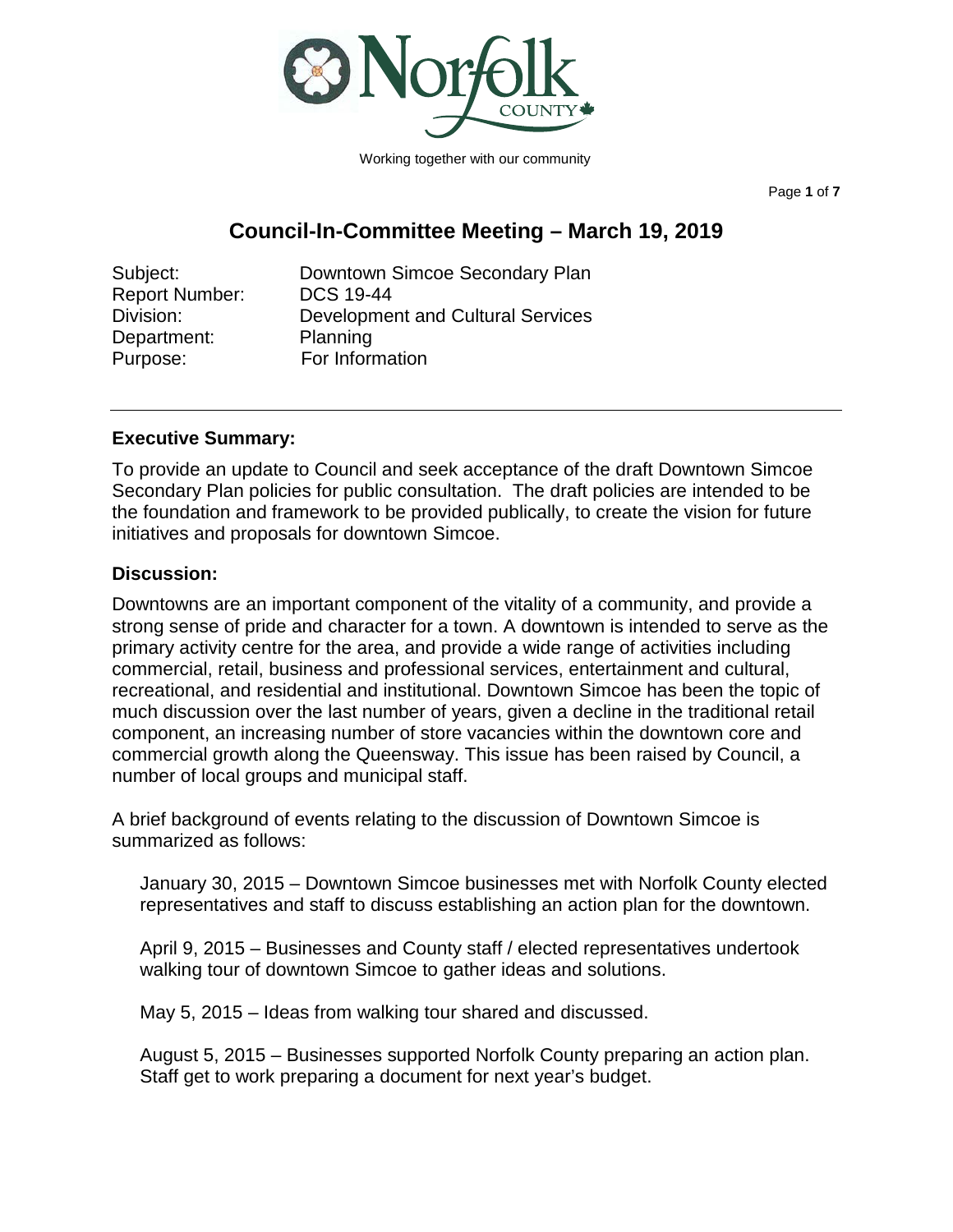Working together with our community

# Council-In-Committee Meeting – March 19, 2019

Subject: Downtown Simcoe Secondary Plan
Report Number: DCS 19-44
Division: Development and Cultural Services
Department: Planning
Purpose: For Information

---

## Executive Summary:

To provide an update to Council and seek acceptance of the draft Downtown Simcoe Secondary Plan policies for public consultation. The draft policies are intended to be the foundation and framework to be provided publically, to create the vision for future initiatives and proposals for downtown Simcoe.

## Discussion:

Downtowns are an important component of the vitality of a community, and provide a strong sense of pride and character for a town. A downtown is intended to serve as the primary activity centre for the area, and provide a wide range of activities including commercial, retail, business and professional services, entertainment and cultural, recreational, and residential and institutional. Downtown Simcoe has been the topic of much discussion over the last number of years, given a decline in the traditional retail component, an increasing number of store vacancies within the downtown core and commercial growth along the Queensway. This issue has been raised by Council, a number of local groups and municipal staff.

A brief background of events relating to the discussion of Downtown Simcoe is summarized as follows:

January 30, 2015 – Downtown Simcoe businesses met with Norfolk County elected representatives and staff to discuss establishing an action plan for the downtown.

April 9, 2015 – Businesses and County staff / elected representatives undertook walking tour of downtown Simcoe to gather ideas and solutions.

May 5, 2015 – Ideas from walking tour shared and discussed.

August 5, 2015 – Businesses supported Norfolk County preparing an action plan. Staff get to work preparing a document for next year's budget.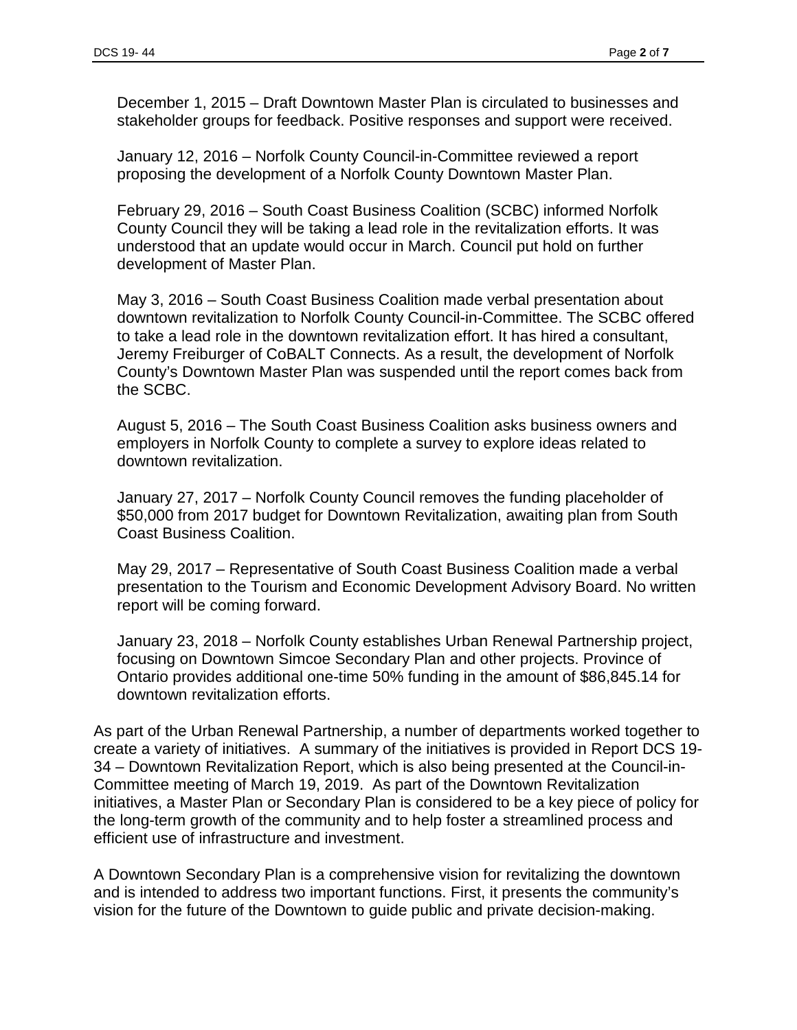December 1, 2015 – Draft Downtown Master Plan is circulated to businesses and stakeholder groups for feedback. Positive responses and support were received.

January 12, 2016 – Norfolk County Council-in-Committee reviewed a report proposing the development of a Norfolk County Downtown Master Plan.

February 29, 2016 – South Coast Business Coalition (SCBC) informed Norfolk County Council they will be taking a lead role in the revitalization efforts. It was understood that an update would occur in March. Council put hold on further development of Master Plan.

May 3, 2016 – South Coast Business Coalition made verbal presentation about downtown revitalization to Norfolk County Council-in-Committee. The SCBC offered to take a lead role in the downtown revitalization effort. It has hired a consultant, Jeremy Freiburger of CoBALT Connects. As a result, the development of Norfolk County's Downtown Master Plan was suspended until the report comes back from the SCBC.

August 5, 2016 – The South Coast Business Coalition asks business owners and employers in Norfolk County to complete a survey to explore ideas related to downtown revitalization.

January 27, 2017 – Norfolk County Council removes the funding placeholder of $50,000 from 2017 budget for Downtown Revitalization, awaiting plan from South Coast Business Coalition.

May 29, 2017 – Representative of South Coast Business Coalition made a verbal presentation to the Tourism and Economic Development Advisory Board. No written report will be coming forward.

January 23, 2018 – Norfolk County establishes Urban Renewal Partnership project, focusing on Downtown Simcoe Secondary Plan and other projects. Province of Ontario provides additional one-time 50% funding in the amount of $86,845.14 for downtown revitalization efforts.

As part of the Urban Renewal Partnership, a number of departments worked together to create a variety of initiatives. A summary of the initiatives is provided in Report DCS 19-34 – Downtown Revitalization Report, which is also being presented at the Council-in-Committee meeting of March 19, 2019. As part of the Downtown Revitalization initiatives, a Master Plan or Secondary Plan is considered to be a key piece of policy for the long-term growth of the community and to help foster a streamlined process and efficient use of infrastructure and investment.

A Downtown Secondary Plan is a comprehensive vision for revitalizing the downtown and is intended to address two important functions. First, it presents the community's vision for the future of the Downtown to guide public and private decision-making.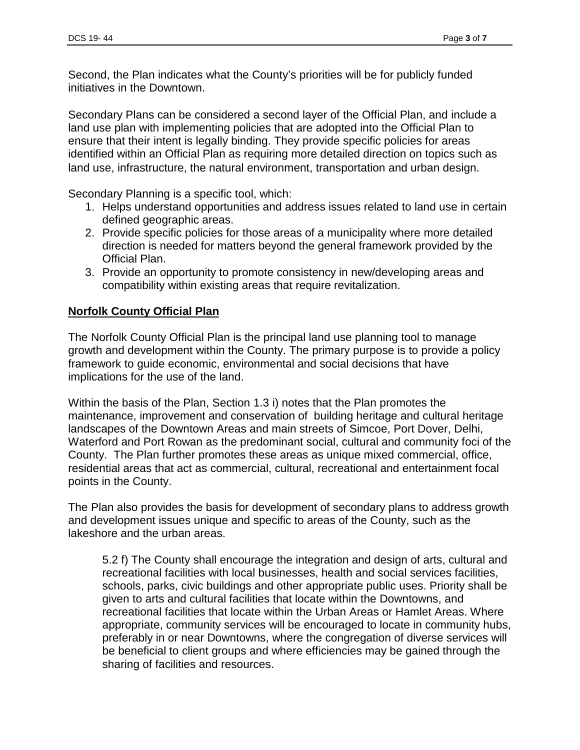Second, the Plan indicates what the County's priorities will be for publicly funded initiatives in the Downtown.

Secondary Plans can be considered a second layer of the Official Plan, and include a land use plan with implementing policies that are adopted into the Official Plan to ensure that their intent is legally binding. They provide specific policies for areas identified within an Official Plan as requiring more detailed direction on topics such as land use, infrastructure, the natural environment, transportation and urban design.

Secondary Planning is a specific tool, which:

1. Helps understand opportunities and address issues related to land use in certain defined geographic areas.
2. Provide specific policies for those areas of a municipality where more detailed direction is needed for matters beyond the general framework provided by the Official Plan.
3. Provide an opportunity to promote consistency in new/developing areas and compatibility within existing areas that require revitalization.

**Norfolk County Official Plan**

The Norfolk County Official Plan is the principal land use planning tool to manage growth and development within the County. The primary purpose is to provide a policy framework to guide economic, environmental and social decisions that have implications for the use of the land.

Within the basis of the Plan, Section 1.3 i) notes that the Plan promotes the maintenance, improvement and conservation of building heritage and cultural heritage landscapes of the Downtown Areas and main streets of Simcoe, Port Dover, Delhi, Waterford and Port Rowan as the predominant social, cultural and community foci of the County. The Plan further promotes these areas as unique mixed commercial, office, residential areas that act as commercial, cultural, recreational and entertainment focal points in the County.

The Plan also provides the basis for development of secondary plans to address growth and development issues unique and specific to areas of the County, such as the lakeshore and the urban areas.

> 5.2 f) The County shall encourage the integration and design of arts, cultural and recreational facilities with local businesses, health and social services facilities, schools, parks, civic buildings and other appropriate public uses. Priority shall be given to arts and cultural facilities that locate within the Downtowns, and recreational facilities that locate within the Urban Areas or Hamlet Areas. Where appropriate, community services will be encouraged to locate in community hubs, preferably in or near Downtowns, where the congregation of diverse services will be beneficial to client groups and where efficiencies may be gained through the sharing of facilities and resources.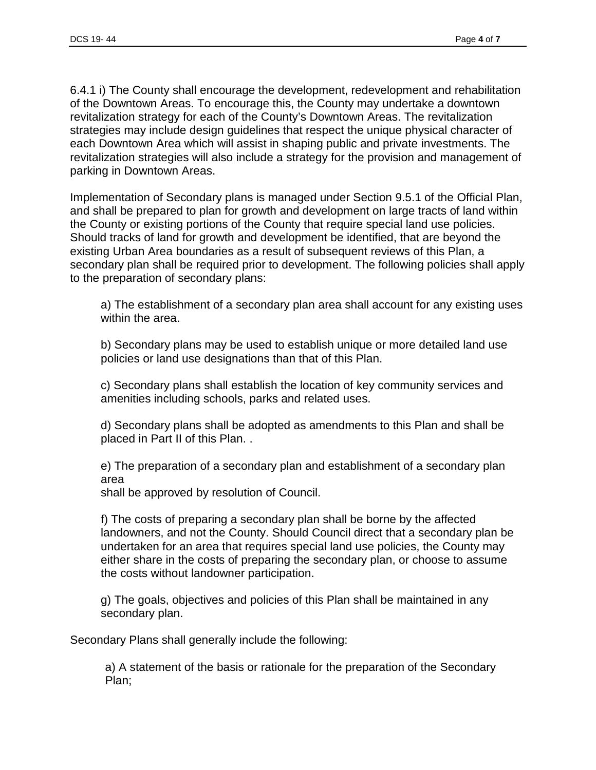6.4.1 i) The County shall encourage the development, redevelopment and rehabilitation of the Downtown Areas. To encourage this, the County may undertake a downtown revitalization strategy for each of the County's Downtown Areas. The revitalization strategies may include design guidelines that respect the unique physical character of each Downtown Area which will assist in shaping public and private investments. The revitalization strategies will also include a strategy for the provision and management of parking in Downtown Areas.

Implementation of Secondary plans is managed under Section 9.5.1 of the Official Plan, and shall be prepared to plan for growth and development on large tracts of land within the County or existing portions of the County that require special land use policies. Should tracks of land for growth and development be identified, that are beyond the existing Urban Area boundaries as a result of subsequent reviews of this Plan, a secondary plan shall be required prior to development. The following policies shall apply to the preparation of secondary plans:

a) The establishment of a secondary plan area shall account for any existing uses within the area.

b) Secondary plans may be used to establish unique or more detailed land use policies or land use designations than that of this Plan.

c) Secondary plans shall establish the location of key community services and amenities including schools, parks and related uses.

d) Secondary plans shall be adopted as amendments to this Plan and shall be placed in Part II of this Plan. .

e) The preparation of a secondary plan and establishment of a secondary plan area
shall be approved by resolution of Council.

f) The costs of preparing a secondary plan shall be borne by the affected landowners, and not the County. Should Council direct that a secondary plan be undertaken for an area that requires special land use policies, the County may either share in the costs of preparing the secondary plan, or choose to assume the costs without landowner participation.

g) The goals, objectives and policies of this Plan shall be maintained in any secondary plan.

Secondary Plans shall generally include the following:

a) A statement of the basis or rationale for the preparation of the Secondary Plan;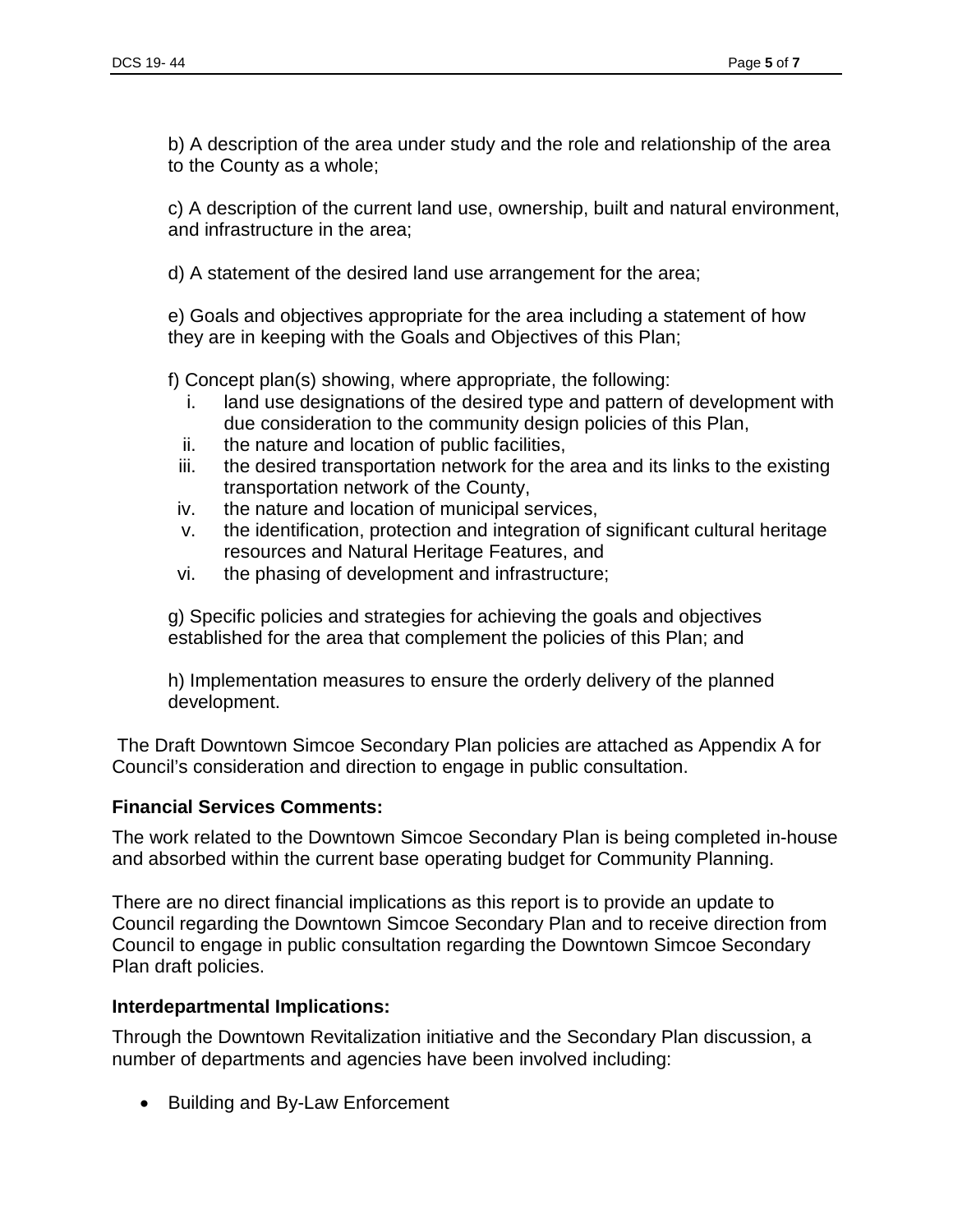b) A description of the area under study and the role and relationship of the area to the County as a whole;

c) A description of the current land use, ownership, built and natural environment, and infrastructure in the area;

d) A statement of the desired land use arrangement for the area;

e) Goals and objectives appropriate for the area including a statement of how they are in keeping with the Goals and Objectives of this Plan;

f) Concept plan(s) showing, where appropriate, the following:

i. land use designations of the desired type and pattern of development with due consideration to the community design policies of this Plan,
ii. the nature and location of public facilities,
iii. the desired transportation network for the area and its links to the existing transportation network of the County,
iv. the nature and location of municipal services,
v. the identification, protection and integration of significant cultural heritage resources and Natural Heritage Features, and
vi. the phasing of development and infrastructure;

g) Specific policies and strategies for achieving the goals and objectives established for the area that complement the policies of this Plan; and

h) Implementation measures to ensure the orderly delivery of the planned development.

The Draft Downtown Simcoe Secondary Plan policies are attached as Appendix A for Council's consideration and direction to engage in public consultation.

**Financial Services Comments:**

The work related to the Downtown Simcoe Secondary Plan is being completed in-house and absorbed within the current base operating budget for Community Planning.

There are no direct financial implications as this report is to provide an update to Council regarding the Downtown Simcoe Secondary Plan and to receive direction from Council to engage in public consultation regarding the Downtown Simcoe Secondary Plan draft policies.

**Interdepartmental Implications:**

Through the Downtown Revitalization initiative and the Secondary Plan discussion, a number of departments and agencies have been involved including:

- Building and By-Law Enforcement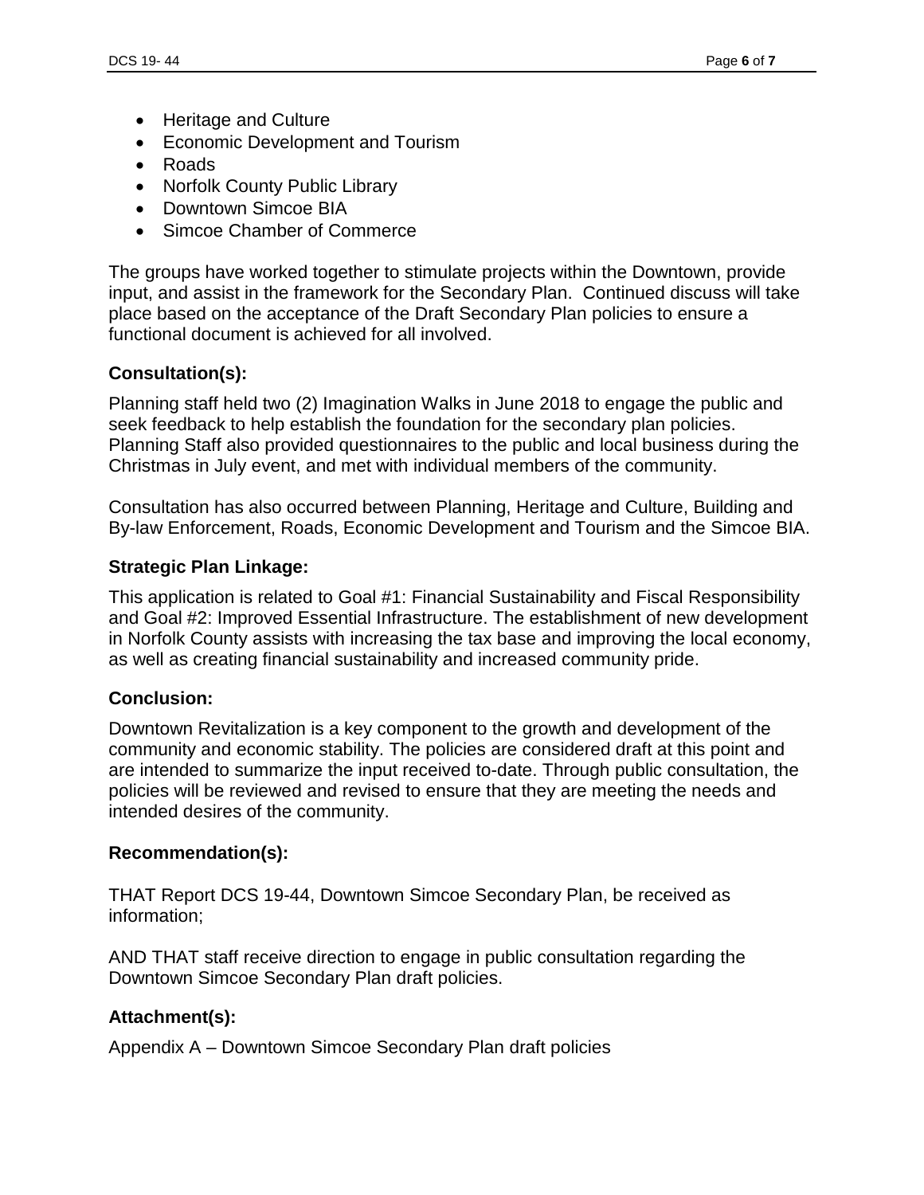- Heritage and Culture
- Economic Development and Tourism
- Roads
- Norfolk County Public Library
- Downtown Simcoe BIA
- Simcoe Chamber of Commerce

The groups have worked together to stimulate projects within the Downtown, provide input, and assist in the framework for the Secondary Plan. Continued discuss will take place based on the acceptance of the Draft Secondary Plan policies to ensure a functional document is achieved for all involved.

### Consultation(s):

Planning staff held two (2) Imagination Walks in June 2018 to engage the public and seek feedback to help establish the foundation for the secondary plan policies. Planning Staff also provided questionnaires to the public and local business during the Christmas in July event, and met with individual members of the community.

Consultation has also occurred between Planning, Heritage and Culture, Building and By-law Enforcement, Roads, Economic Development and Tourism and the Simcoe BIA.

### Strategic Plan Linkage:

This application is related to Goal #1: Financial Sustainability and Fiscal Responsibility and Goal #2: Improved Essential Infrastructure. The establishment of new development in Norfolk County assists with increasing the tax base and improving the local economy, as well as creating financial sustainability and increased community pride.

### Conclusion:

Downtown Revitalization is a key component to the growth and development of the community and economic stability. The policies are considered draft at this point and are intended to summarize the input received to-date. Through public consultation, the policies will be reviewed and revised to ensure that they are meeting the needs and intended desires of the community.

### Recommendation(s):

THAT Report DCS 19-44, Downtown Simcoe Secondary Plan, be received as information;

AND THAT staff receive direction to engage in public consultation regarding the Downtown Simcoe Secondary Plan draft policies.

### Attachment(s):

Appendix A – Downtown Simcoe Secondary Plan draft policies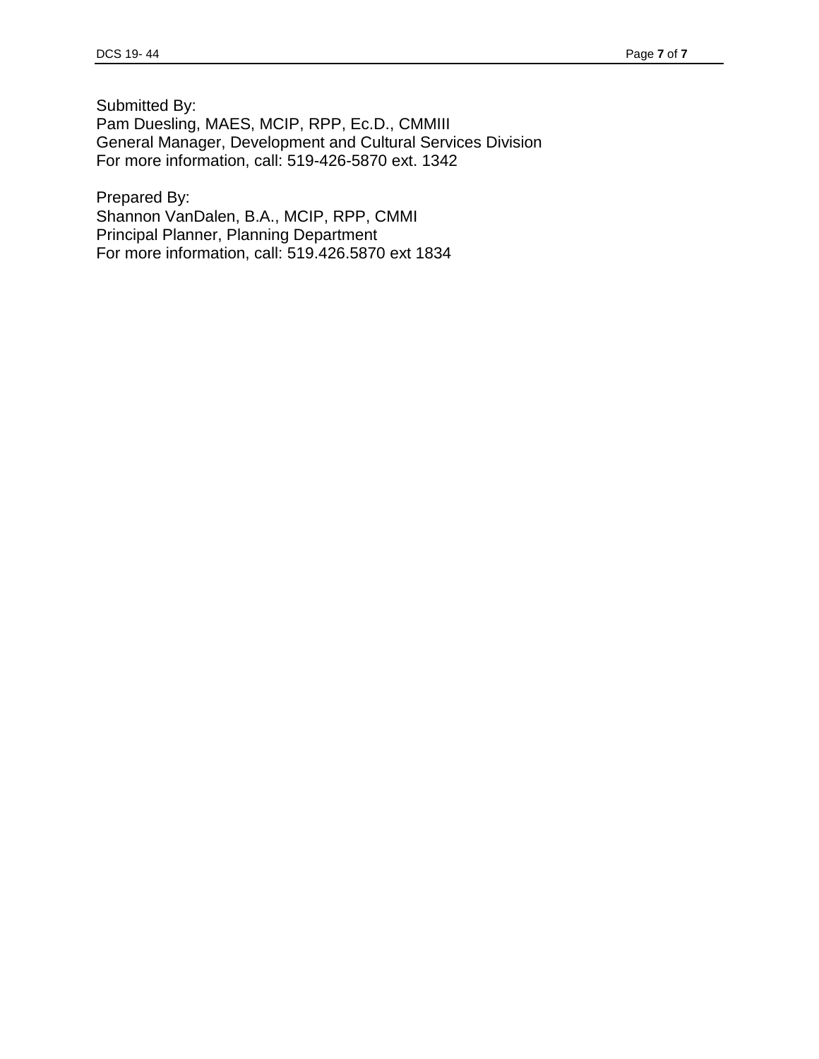Submitted By:
Pam Duesling, MAES, MCIP, RPP, Ec.D., CMMIII
General Manager, Development and Cultural Services Division
For more information, call: 519-426-5870 ext. 1342

Prepared By:
Shannon VanDalen, B.A., MCIP, RPP, CMMI
Principal Planner, Planning Department
For more information, call: 519.426.5870 ext 1834